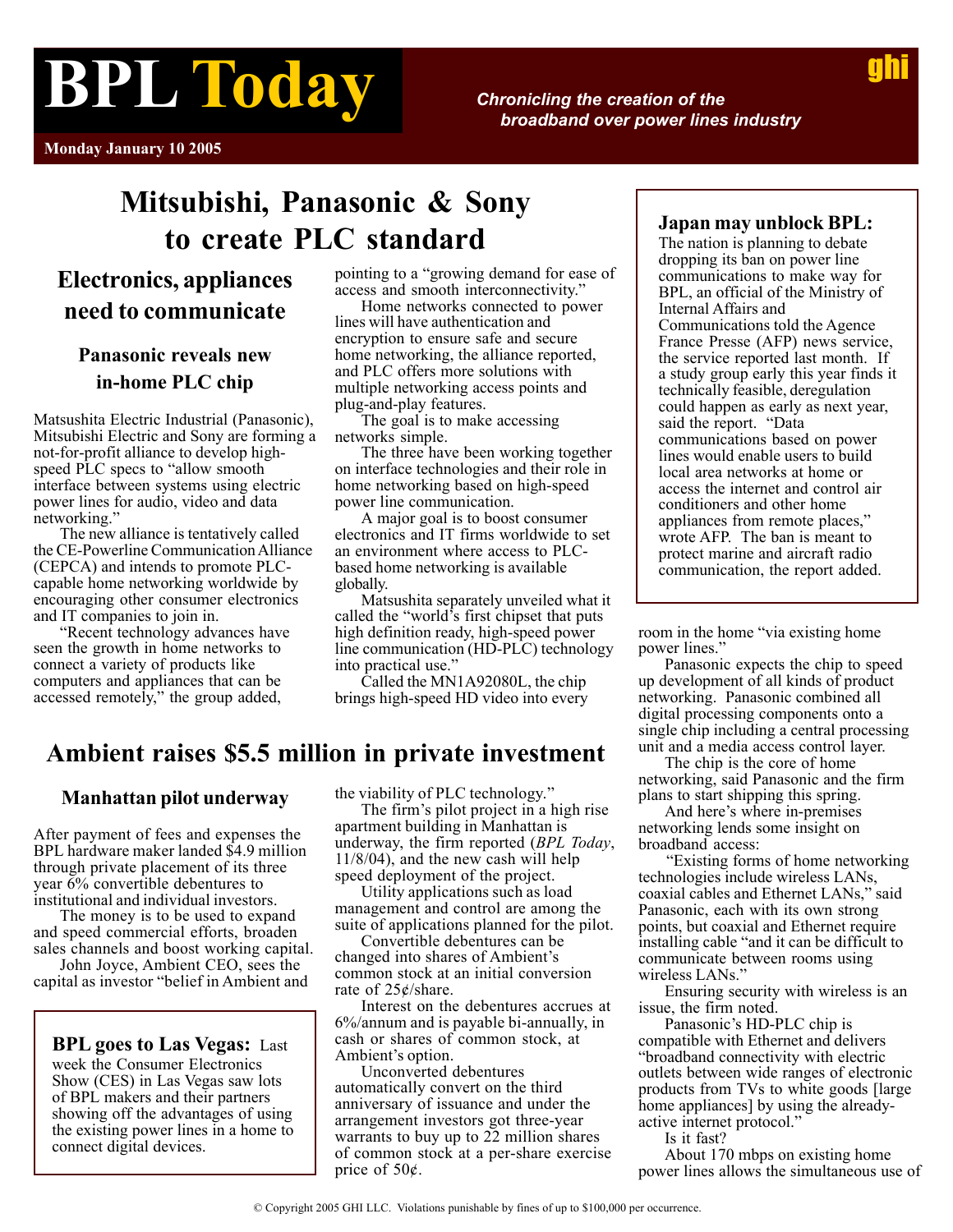# BPL Today

*Chronicling the creation of the broadband over power lines industry*

**Monday January 10 2005**

# Mitsubishi, Panasonic & Sony to create PLC standard

## Electronics, appliances need to communicate

### Panasonic reveals new in-home PLC chip

Matsushita Electric Industrial (Panasonic), Mitsubishi Electric and Sony are forming a not-for-profit alliance to develop high-speed PLC specs to "allow smooth interface between systems using electric power lines for audio, video and data networking."

The new alliance is tentatively called the CE-Powerline Communication Alliance (CEPCA) and intends to promote PLC-capable home networking worldwide by encouraging other consumer electronics and IT companies to join in.

"Recent technology advances have seen the growth in home networks to connect a variety of products like computers and appliances that can be accessed remotely," the group added, pointing to a "growing demand for ease of access and smooth interconnectivity."

Home networks connected to power lines will have authentication and encryption to ensure safe and secure home networking, the alliance reported, and PLC offers more solutions with multiple networking access points and plug-and-play features.

The goal is to make accessing networks simple.

The three have been working together on interface technologies and their role in home networking based on high-speed power line communication.

A major goal is to boost consumer electronics and IT firms worldwide to set an environment where access to PLC-based home networking is available globally.

Matsushita separately unveiled what it called the "world's first chipset that puts high definition ready, high-speed power line communication (HD-PLC) technology into practical use."

Called the MN1A92080L, the chip brings high-speed HD video into every room in the home "via existing home power lines."

Panasonic expects the chip to speed up development of all kinds of product networking. Panasonic combined all digital processing components onto a single chip including a central processing unit and a media access control layer.

The chip is the core of home networking, said Panasonic and the firm plans to start shipping this spring.

And here's where in-premises networking lends some insight on broadband access:

"Existing forms of home networking technologies include wireless LANs, coaxial cables and Ethernet LANs," said Panasonic, each with its own strong points, but coaxial and Ethernet require installing cable "and it can be difficult to communicate between rooms using wireless LANs."

Ensuring security with wireless is an issue, the firm noted.

Panasonic's HD-PLC chip is compatible with Ethernet and delivers "broadband connectivity with electric outlets between wide ranges of electronic products from TVs to white goods [large home appliances] by using the already-active internet protocol."

Is it fast?

About 170 mbps on existing home power lines allows the simultaneous use of

---

**Japan may unblock BPL:** The nation is planning to debate dropping its ban on power line communications to make way for BPL, an official of the Ministry of Internal Affairs and Communications told the Agence France Presse (AFP) news service, the service reported last month. If a study group early this year finds it technically feasible, deregulation could happen as early as next year, said the report. "Data communications based on power lines would enable users to build local area networks at home or access the internet and control air conditioners and other home appliances from remote places," wrote AFP. The ban is meant to protect marine and aircraft radio communication, the report added.

---

# Ambient raises $5.5 million in private investment

### Manhattan pilot underway

After payment of fees and expenses the BPL hardware maker landed $4.9 million through private placement of its three year 6% convertible debentures to institutional and individual investors.

The money is to be used to expand and speed commercial efforts, broaden sales channels and boost working capital.

John Joyce, Ambient CEO, sees the capital as investor "belief in Ambient and the viability of PLC technology."

The firm's pilot project in a high rise apartment building in Manhattan is underway, the firm reported (*BPL Today*, 11/8/04), and the new cash will help speed deployment of the project.

Utility applications such as load management and control are among the suite of applications planned for the pilot.

Convertible debentures can be changed into shares of Ambient's common stock at an initial conversion rate of 25¢/share.

Interest on the debentures accrues at 6%/annum and is payable bi-annually, in cash or shares of common stock, at Ambient's option.

Unconverted debentures automatically convert on the third anniversary of issuance and under the arrangement investors got three-year warrants to buy up to 22 million shares of common stock at a per-share exercise price of 50¢.

---

**BPL goes to Las Vegas:** Last week the Consumer Electronics Show (CES) in Las Vegas saw lots of BPL makers and their partners showing off the advantages of using the existing power lines in a home to connect digital devices.

---

© Copyright 2005 GHI LLC. Violations punishable by fines of up to $100,000 per occurrence.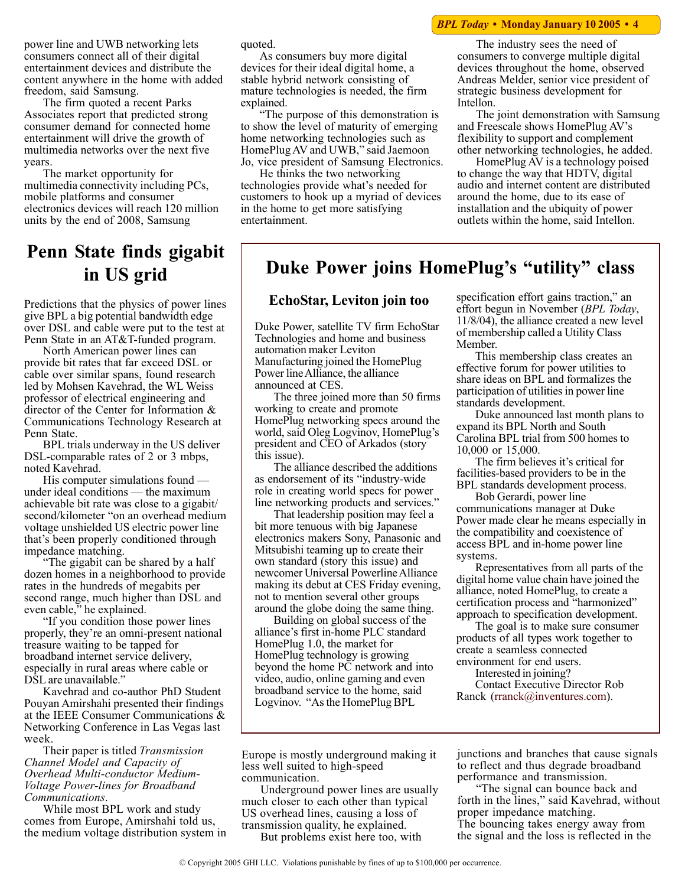power line and UWB networking lets consumers connect all of their digital entertainment devices and distribute the content anywhere in the home with added freedom, said Samsung.

The firm quoted a recent Parks Associates report that predicted strong consumer demand for connected home entertainment will drive the growth of multimedia networks over the next five years.

The market opportunity for multimedia connectivity including PCs, mobile platforms and consumer electronics devices will reach 120 million units by the end of 2008, Samsung quoted.

As consumers buy more digital devices for their ideal digital home, a stable hybrid network consisting of mature technologies is needed, the firm explained.

"The purpose of this demonstration is to show the level of maturity of emerging home networking technologies such as HomePlug AV and UWB," said Jaemoon Jo, vice president of Samsung Electronics.

He thinks the two networking technologies provide what's needed for customers to hook up a myriad of devices in the home to get more satisfying entertainment.

The industry sees the need of consumers to converge multiple digital devices throughout the home, observed Andreas Melder, senior vice president of strategic business development for Intellon.

The joint demonstration with Samsung and Freescale shows HomePlug AV's flexibility to support and complement other networking technologies, he added.

HomePlug AV is a technology poised to change the way that HDTV, digital audio and internet content are distributed around the home, due to its ease of installation and the ubiquity of power outlets within the home, said Intellon.

# Duke Power joins HomePlug's "utility" class

## EchoStar, Leviton join too

Duke Power, satellite TV firm EchoStar Technologies and home and business automation maker Leviton Manufacturing joined the HomePlug Power line Alliance, the alliance announced at CES.

The three joined more than 50 firms working to create and promote HomePlug networking specs around the world, said Oleg Logvinov, HomePlug's president and CEO of Arkados (story this issue).

The alliance described the additions as endorsement of its "industry-wide role in creating world specs for power line networking products and services."

That leadership position may feel a bit more tenuous with big Japanese electronics makers Sony, Panasonic and Mitsubishi teaming up to create their own standard (story this issue) and newcomer Universal Powerline Alliance making its debut at CES Friday evening, not to mention several other groups around the globe doing the same thing.

Building on global success of the alliance's first in-home PLC standard HomePlug 1.0, the market for HomePlug technology is growing beyond the home PC network and into video, audio, online gaming and even broadband service to the home, said Logvinov. "As the HomePlug BPL specification effort gains traction," an effort begun in November (*BPL Today*, 11/8/04), the alliance created a new level of membership called a Utility Class Member.

This membership class creates an effective forum for power utilities to share ideas on BPL and formalizes the participation of utilities in power line standards development.

Duke announced last month plans to expand its BPL North and South Carolina BPL trial from 500 homes to 10,000 or 15,000.

The firm believes it's critical for facilities-based providers to be in the BPL standards development process.

Bob Gerardi, power line communications manager at Duke Power made clear he means especially in the compatibility and coexistence of access BPL and in-home power line systems.

Representatives from all parts of the digital home value chain have joined the alliance, noted HomePlug, to create a certification process and "harmonized" approach to specification development.

The goal is to make sure consumer products of all types work together to create a seamless connected environment for end users.

Interested in joining?

Contact Executive Director Rob Ranck (rranck@inventures.com).

# Penn State finds gigabit in US grid

Predictions that the physics of power lines give BPL a big potential bandwidth edge over DSL and cable were put to the test at Penn State in an AT&T-funded program.

North American power lines can provide bit rates that far exceed DSL or cable over similar spans, found research led by Mohsen Kavehrad, the WL Weiss professor of electrical engineering and director of the Center for Information & Communications Technology Research at Penn State.

BPL trials underway in the US deliver DSL-comparable rates of 2 or 3 mbps, noted Kavehrad.

His computer simulations found — under ideal conditions — the maximum achievable bit rate was close to a gigabit/second/kilometer "on an overhead medium voltage unshielded US electric power line that's been properly conditioned through impedance matching.

"The gigabit can be shared by a half dozen homes in a neighborhood to provide rates in the hundreds of megabits per second range, much higher than DSL and even cable," he explained.

"If you condition those power lines properly, they're an omni-present national treasure waiting to be tapped for broadband internet service delivery, especially in rural areas where cable or DSL are unavailable."

Kavehrad and co-author PhD Student Pouyan Amirshahi presented their findings at the IEEE Consumer Communications & Networking Conference in Las Vegas last week.

Their paper is titled *Transmission Channel Model and Capacity of Overhead Multi-conductor Medium-Voltage Power-lines for Broadband Communications*.

While most BPL work and study comes from Europe, Amirshahi told us, the medium voltage distribution system in Europe is mostly underground making it less well suited to high-speed communication.

Underground power lines are usually much closer to each other than typical US overhead lines, causing a loss of transmission quality, he explained.

But problems exist here too, with junctions and branches that cause signals to reflect and thus degrade broadband performance and transmission.

"The signal can bounce back and forth in the lines," said Kavehrad, without proper impedance matching.

The bouncing takes energy away from the signal and the loss is reflected in the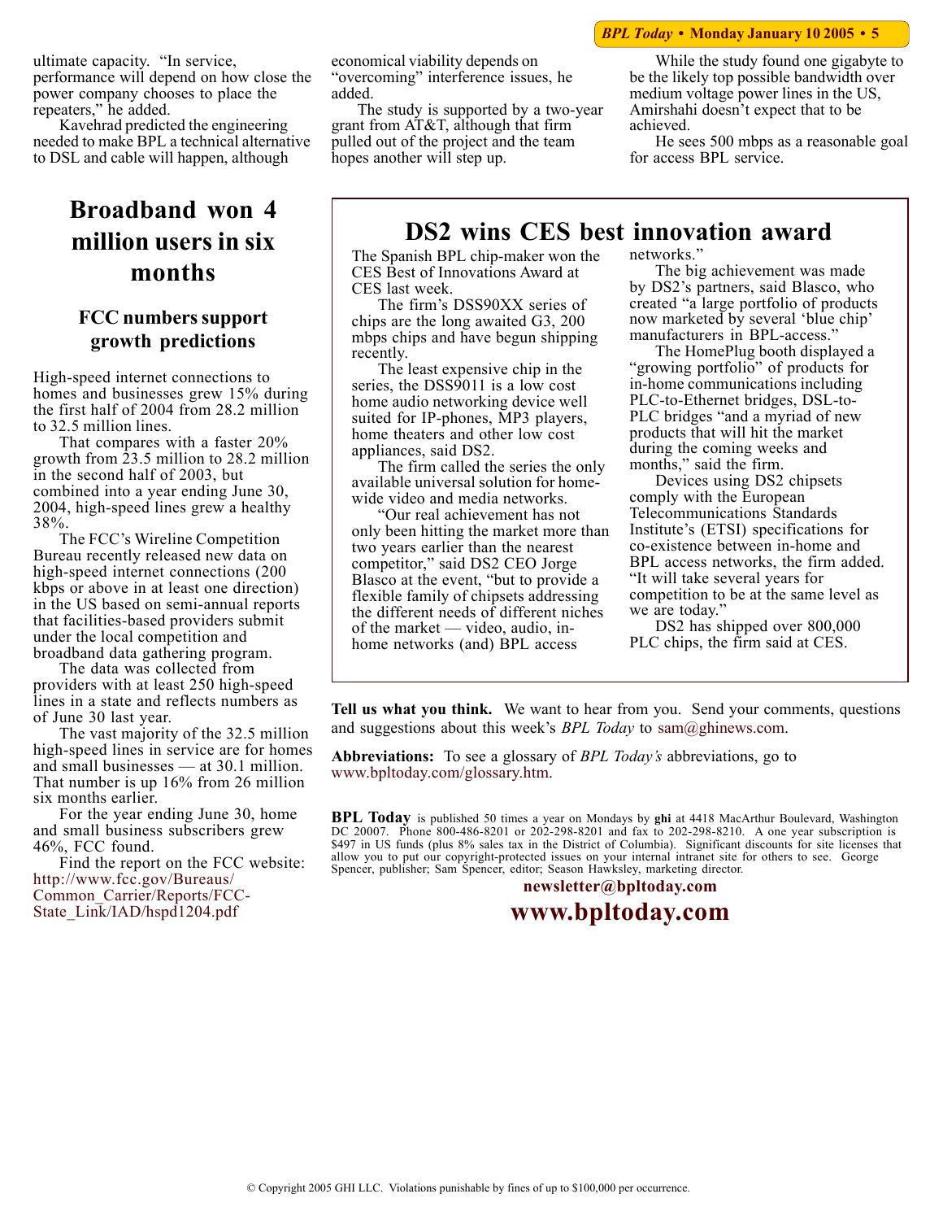ultimate capacity. "In service, performance will depend on how close the power company chooses to place the repeaters," he added.

Kavehrad predicted the engineering needed to make BPL a technical alternative to DSL and cable will happen, although economical viability depends on "overcoming" interference issues, he added.

The study is supported by a two-year grant from AT&T, although that firm pulled out of the project and the team hopes another will step up.

While the study found one gigabyte to be the likely top possible bandwidth over medium voltage power lines in the US, Amirshahi doesn't expect that to be achieved.

He sees 500 mbps as a reasonable goal for access BPL service.

# Broadband won 4 million users in six months

## FCC numbers support growth predictions

High-speed internet connections to homes and businesses grew 15% during the first half of 2004 from 28.2 million to 32.5 million lines.

That compares with a faster 20% growth from 23.5 million to 28.2 million in the second half of 2003, but combined into a year ending June 30, 2004, high-speed lines grew a healthy 38%.

The FCC's Wireline Competition Bureau recently released new data on high-speed internet connections (200 kbps or above in at least one direction) in the US based on semi-annual reports that facilities-based providers submit under the local competition and broadband data gathering program.

The data was collected from providers with at least 250 high-speed lines in a state and reflects numbers as of June 30 last year.

The vast majority of the 32.5 million high-speed lines in service are for homes and small businesses — at 30.1 million. That number is up 16% from 26 million six months earlier.

For the year ending June 30, home and small business subscribers grew 46%, FCC found.

Find the report on the FCC website: http://www.fcc.gov/Bureaus/Common_Carrier/Reports/FCC-State_Link/IAD/hspd1204.pdf

# DS2 wins CES best innovation award

The Spanish BPL chip-maker won the CES Best of Innovations Award at CES last week.

The firm's DSS90XX series of chips are the long awaited G3, 200 mbps chips and have begun shipping recently.

The least expensive chip in the series, the DSS9011 is a low cost home audio networking device well suited for IP-phones, MP3 players, home theaters and other low cost appliances, said DS2.

The firm called the series the only available universal solution for home-wide video and media networks.

"Our real achievement has not only been hitting the market more than two years earlier than the nearest competitor," said DS2 CEO Jorge Blasco at the event, "but to provide a flexible family of chipsets addressing the different needs of different niches of the market — video, audio, in-home networks (and) BPL access networks."

The big achievement was made by DS2's partners, said Blasco, who created "a large portfolio of products now marketed by several 'blue chip' manufacturers in BPL-access."

The HomePlug booth displayed a "growing portfolio" of products for in-home communications including PLC-to-Ethernet bridges, DSL-to-PLC bridges "and a myriad of new products that will hit the market during the coming weeks and months," said the firm.

Devices using DS2 chipsets comply with the European Telecommunications Standards Institute's (ETSI) specifications for co-existence between in-home and BPL access networks, the firm added. "It will take several years for competition to be at the same level as we are today."

DS2 has shipped over 800,000 PLC chips, the firm said at CES.

**Tell us what you think.** We want to hear from you. Send your comments, questions and suggestions about this week's *BPL Today* to sam@ghinews.com.

**Abbreviations:** To see a glossary of *BPL Today's* abbreviations, go to www.bpltoday.com/glossary.htm.

**BPL Today** is published 50 times a year on Mondays by **ghi** at 4418 MacArthur Boulevard, Washington DC 20007. Phone 800-486-8201 or 202-298-8201 and fax to 202-298-8210. A one year subscription is $497 in US funds (plus 8% sales tax in the District of Columbia). Significant discounts for site licenses that allow you to put our copyright-protected issues on your internal intranet site for others to see. George Spencer, publisher; Sam Spencer, editor; Season Hawksley, marketing director.

**newsletter@bpltoday.com**

**www.bpltoday.com**

© Copyright 2005 GHI LLC. Violations punishable by fines of up to $100,000 per occurrence.